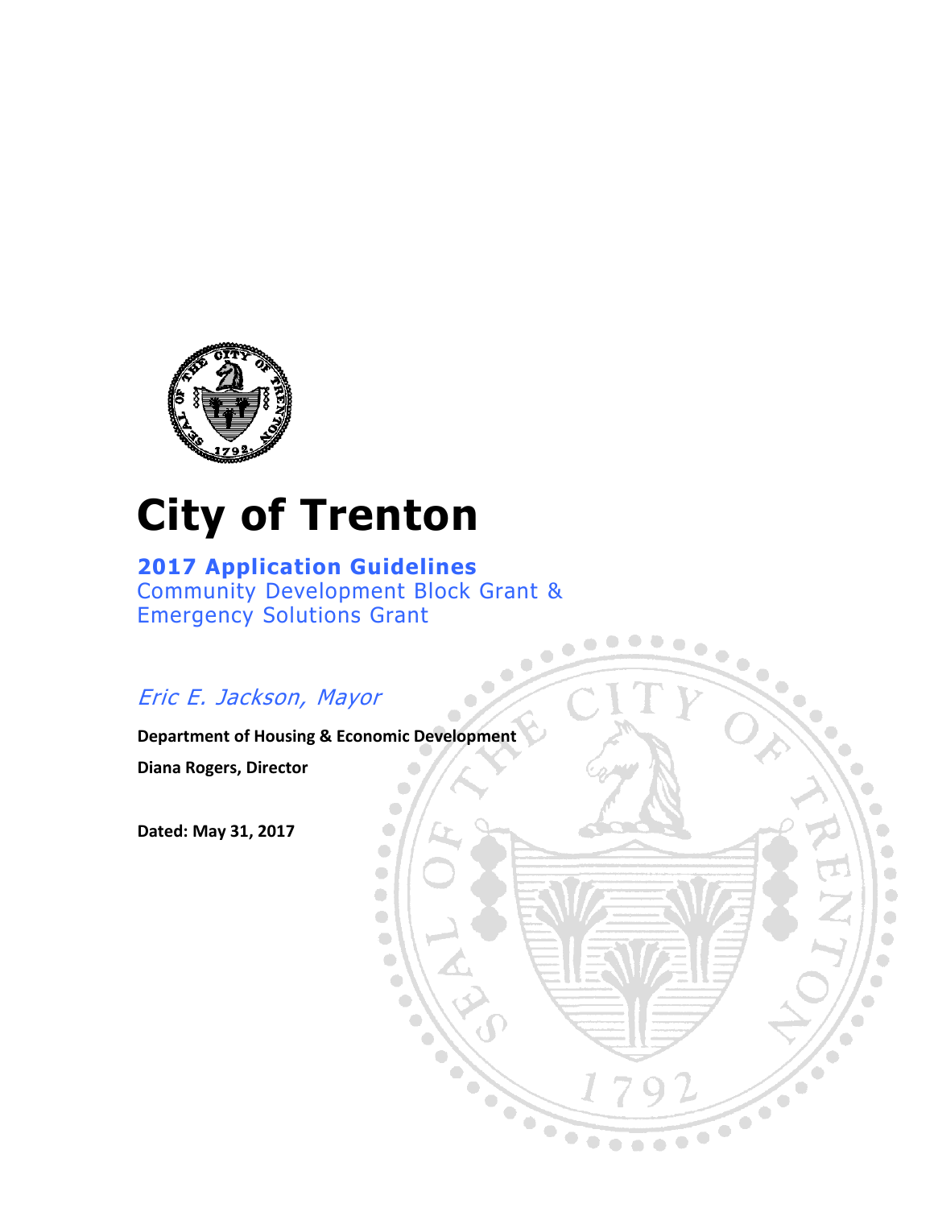# City of Trenton

## 2017 Application Guidelines

Community Development Block Grant &
Emergency Solutions Grant

*Eric E. Jackson, Mayor*

**Department of Housing & Economic Development**

**Diana Rogers, Director**

**Dated: May 31, 2017**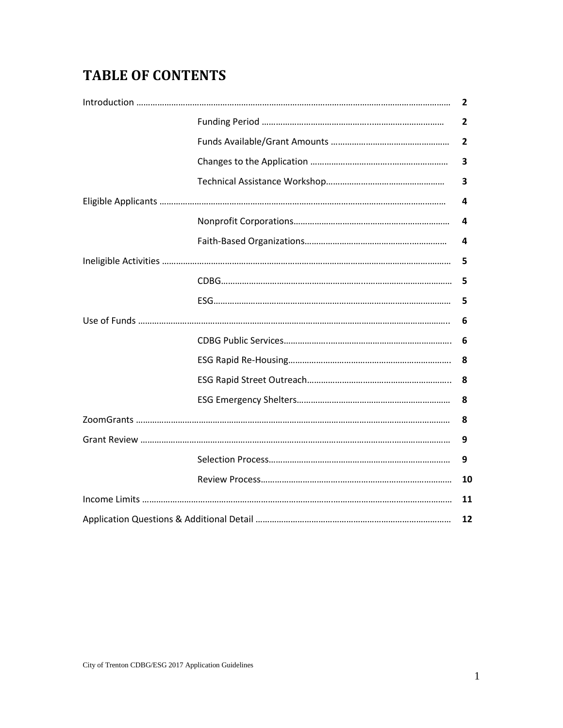# TABLE OF CONTENTS

| Section | Subsection | Page |
|---|---|---|
| Introduction | | 2 |
| | Funding Period | 2 |
| | Funds Available/Grant Amounts | 2 |
| | Changes to the Application | 3 |
| | Technical Assistance Workshop | 3 |
| Eligible Applicants | | 4 |
| | Nonprofit Corporations | 4 |
| | Faith-Based Organizations | 4 |
| Ineligible Activities | | 5 |
| | CDBG | 5 |
| | ESG | 5 |
| Use of Funds | | 6 |
| | CDBG Public Services | 6 |
| | ESG Rapid Re-Housing | 8 |
| | ESG Rapid Street Outreach | 8 |
| | ESG Emergency Shelters | 8 |
| ZoomGrants | | 8 |
| Grant Review | | 9 |
| | Selection Process | 9 |
| | Review Process | 10 |
| Income Limits | | 11 |
| Application Questions & Additional Detail | | 12 |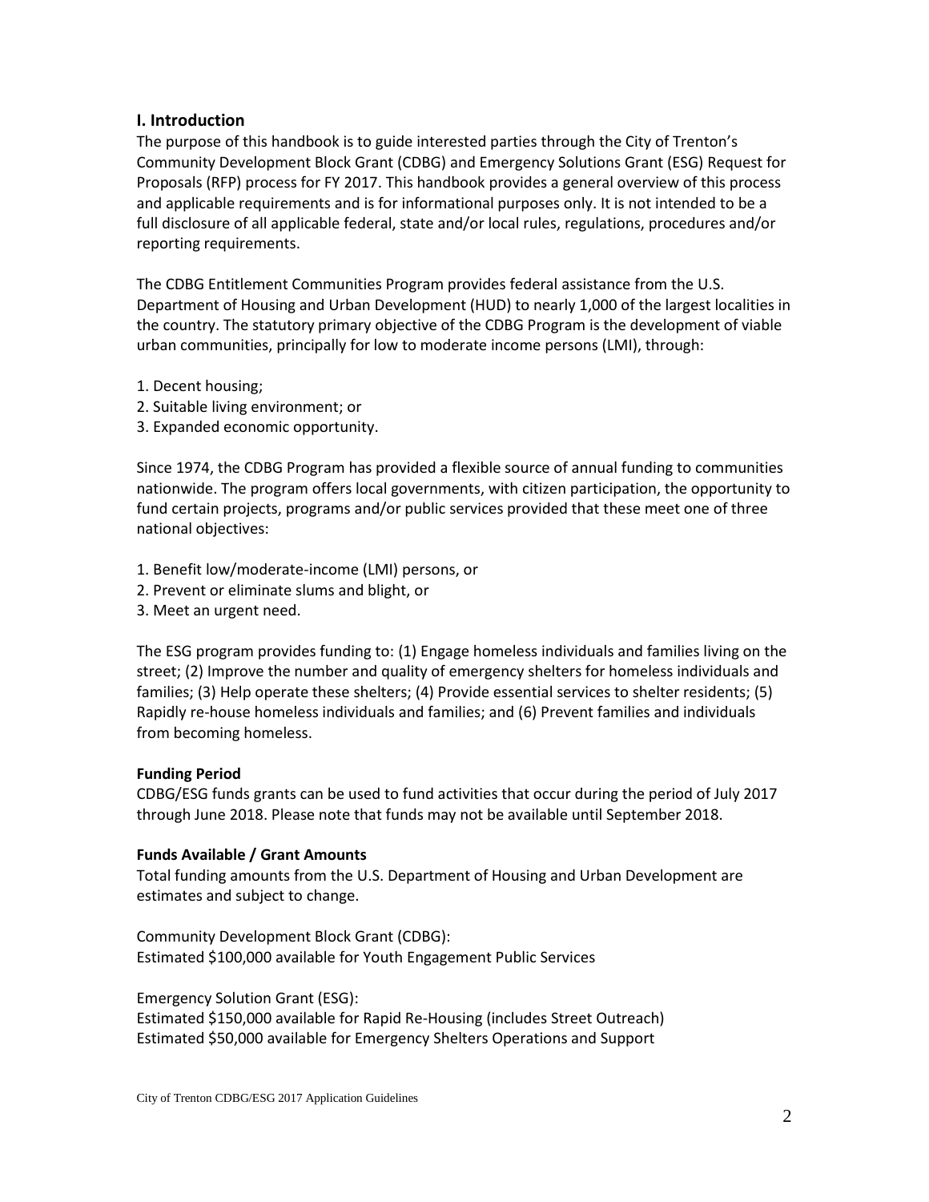## I. Introduction

The purpose of this handbook is to guide interested parties through the City of Trenton's Community Development Block Grant (CDBG) and Emergency Solutions Grant (ESG) Request for Proposals (RFP) process for FY 2017. This handbook provides a general overview of this process and applicable requirements and is for informational purposes only. It is not intended to be a full disclosure of all applicable federal, state and/or local rules, regulations, procedures and/or reporting requirements.

The CDBG Entitlement Communities Program provides federal assistance from the U.S. Department of Housing and Urban Development (HUD) to nearly 1,000 of the largest localities in the country. The statutory primary objective of the CDBG Program is the development of viable urban communities, principally for low to moderate income persons (LMI), through:

1. Decent housing;
2. Suitable living environment; or
3. Expanded economic opportunity.

Since 1974, the CDBG Program has provided a flexible source of annual funding to communities nationwide. The program offers local governments, with citizen participation, the opportunity to fund certain projects, programs and/or public services provided that these meet one of three national objectives:

1. Benefit low/moderate-income (LMI) persons, or
2. Prevent or eliminate slums and blight, or
3. Meet an urgent need.

The ESG program provides funding to: (1) Engage homeless individuals and families living on the street; (2) Improve the number and quality of emergency shelters for homeless individuals and families; (3) Help operate these shelters; (4) Provide essential services to shelter residents; (5) Rapidly re-house homeless individuals and families; and (6) Prevent families and individuals from becoming homeless.

**Funding Period**

CDBG/ESG funds grants can be used to fund activities that occur during the period of July 2017 through June 2018. Please note that funds may not be available until September 2018.

**Funds Available / Grant Amounts**

Total funding amounts from the U.S. Department of Housing and Urban Development are estimates and subject to change.

Community Development Block Grant (CDBG):
Estimated $100,000 available for Youth Engagement Public Services

Emergency Solution Grant (ESG):
Estimated $150,000 available for Rapid Re-Housing (includes Street Outreach)
Estimated $50,000 available for Emergency Shelters Operations and Support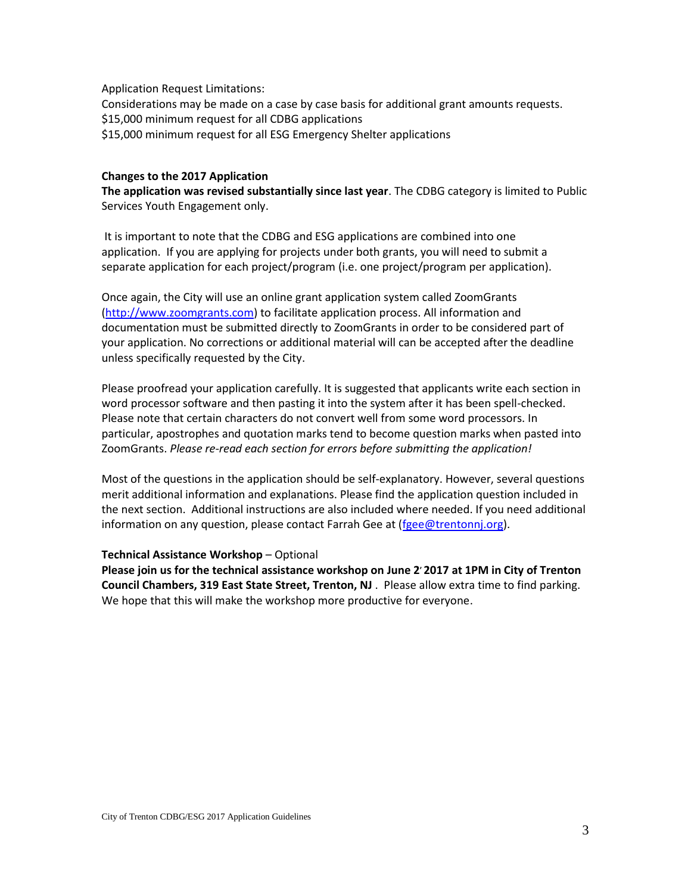Application Request Limitations:
Considerations may be made on a case by case basis for additional grant amounts requests.
$15,000 minimum request for all CDBG applications
$15,000 minimum request for all ESG Emergency Shelter applications

**Changes to the 2017 Application**

**The application was revised substantially since last year**. The CDBG category is limited to Public Services Youth Engagement only.

It is important to note that the CDBG and ESG applications are combined into one application. If you are applying for projects under both grants, you will need to submit a separate application for each project/program (i.e. one project/program per application).

Once again, the City will use an online grant application system called ZoomGrants (http://www.zoomgrants.com) to facilitate application process. All information and documentation must be submitted directly to ZoomGrants in order to be considered part of your application. No corrections or additional material will can be accepted after the deadline unless specifically requested by the City.

Please proofread your application carefully. It is suggested that applicants write each section in word processor software and then pasting it into the system after it has been spell-checked. Please note that certain characters do not convert well from some word processors. In particular, apostrophes and quotation marks tend to become question marks when pasted into ZoomGrants. *Please re-read each section for errors before submitting the application!*

Most of the questions in the application should be self-explanatory. However, several questions merit additional information and explanations. Please find the application question included in the next section. Additional instructions are also included where needed. If you need additional information on any question, please contact Farrah Gee at (fgee@trentonnj.org).

**Technical Assistance Workshop** – Optional

**Please join us for the technical assistance workshop on June 2, 2017 at 1PM in City of Trenton Council Chambers, 319 East State Street, Trenton, NJ** . Please allow extra time to find parking. We hope that this will make the workshop more productive for everyone.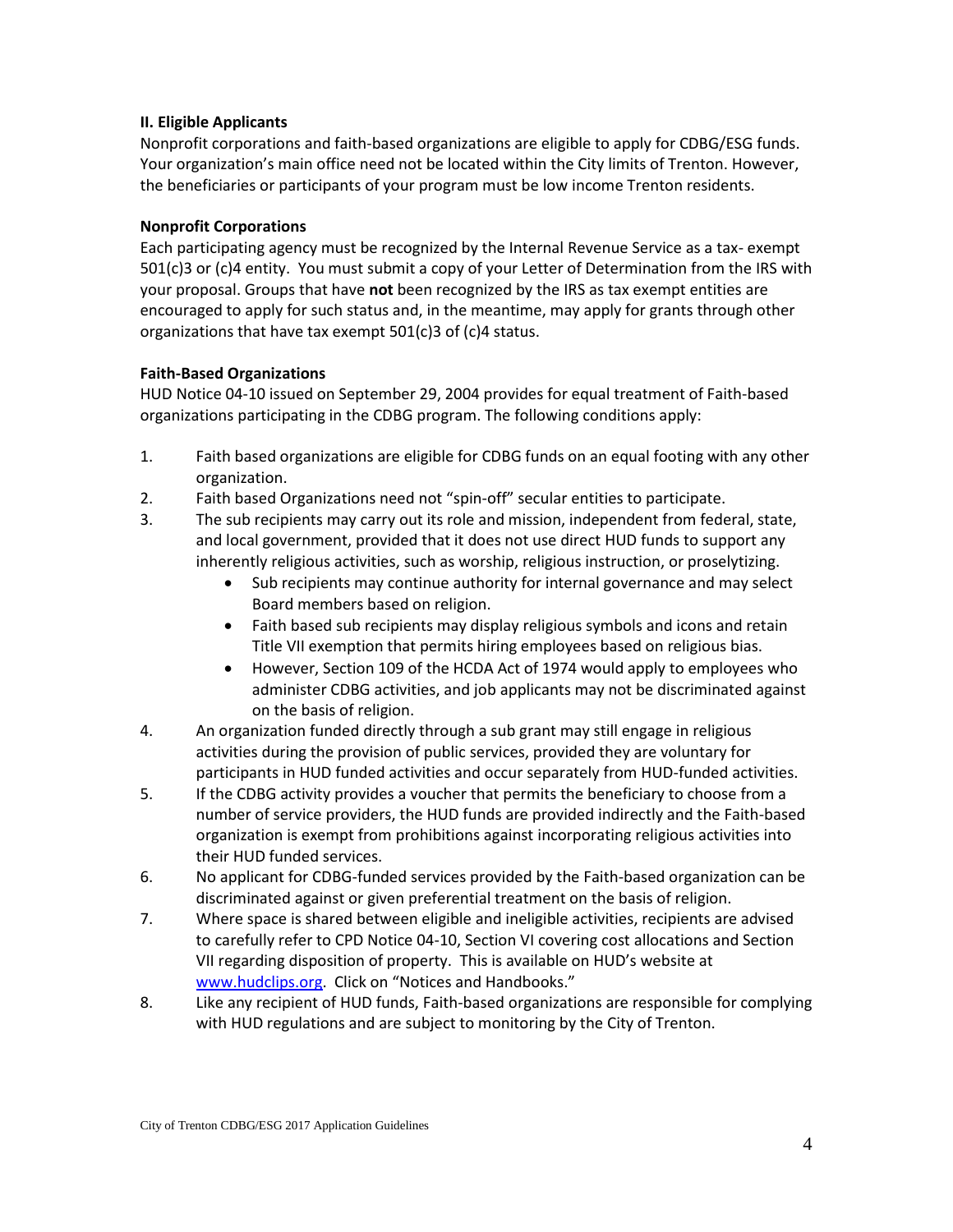### II. Eligible Applicants

Nonprofit corporations and faith-based organizations are eligible to apply for CDBG/ESG funds. Your organization's main office need not be located within the City limits of Trenton. However, the beneficiaries or participants of your program must be low income Trenton residents.

#### Nonprofit Corporations

Each participating agency must be recognized by the Internal Revenue Service as a tax- exempt 501(c)3 or (c)4 entity. You must submit a copy of your Letter of Determination from the IRS with your proposal. Groups that have **not** been recognized by the IRS as tax exempt entities are encouraged to apply for such status and, in the meantime, may apply for grants through other organizations that have tax exempt 501(c)3 of (c)4 status.

#### Faith-Based Organizations

HUD Notice 04-10 issued on September 29, 2004 provides for equal treatment of Faith-based organizations participating in the CDBG program. The following conditions apply:

1. Faith based organizations are eligible for CDBG funds on an equal footing with any other organization.
2. Faith based Organizations need not "spin-off" secular entities to participate.
3. The sub recipients may carry out its role and mission, independent from federal, state, and local government, provided that it does not use direct HUD funds to support any inherently religious activities, such as worship, religious instruction, or proselytizing.
   - Sub recipients may continue authority for internal governance and may select Board members based on religion.
   - Faith based sub recipients may display religious symbols and icons and retain Title VII exemption that permits hiring employees based on religious bias.
   - However, Section 109 of the HCDA Act of 1974 would apply to employees who administer CDBG activities, and job applicants may not be discriminated against on the basis of religion.
4. An organization funded directly through a sub grant may still engage in religious activities during the provision of public services, provided they are voluntary for participants in HUD funded activities and occur separately from HUD-funded activities.
5. If the CDBG activity provides a voucher that permits the beneficiary to choose from a number of service providers, the HUD funds are provided indirectly and the Faith-based organization is exempt from prohibitions against incorporating religious activities into their HUD funded services.
6. No applicant for CDBG-funded services provided by the Faith-based organization can be discriminated against or given preferential treatment on the basis of religion.
7. Where space is shared between eligible and ineligible activities, recipients are advised to carefully refer to CPD Notice 04-10, Section VI covering cost allocations and Section VII regarding disposition of property. This is available on HUD's website at [www.hudclips.org](www.hudclips.org). Click on "Notices and Handbooks."
8. Like any recipient of HUD funds, Faith-based organizations are responsible for complying with HUD regulations and are subject to monitoring by the City of Trenton.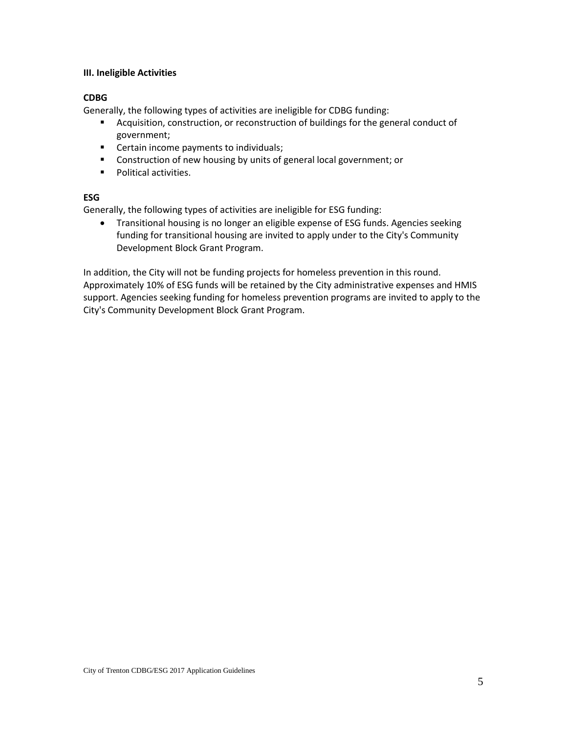### III. Ineligible Activities

**CDBG**

Generally, the following types of activities are ineligible for CDBG funding:

- Acquisition, construction, or reconstruction of buildings for the general conduct of government;
- Certain income payments to individuals;
- Construction of new housing by units of general local government; or
- Political activities.

**ESG**

Generally, the following types of activities are ineligible for ESG funding:

- Transitional housing is no longer an eligible expense of ESG funds. Agencies seeking funding for transitional housing are invited to apply under to the City's Community Development Block Grant Program.

In addition, the City will not be funding projects for homeless prevention in this round. Approximately 10% of ESG funds will be retained by the City administrative expenses and HMIS support. Agencies seeking funding for homeless prevention programs are invited to apply to the City's Community Development Block Grant Program.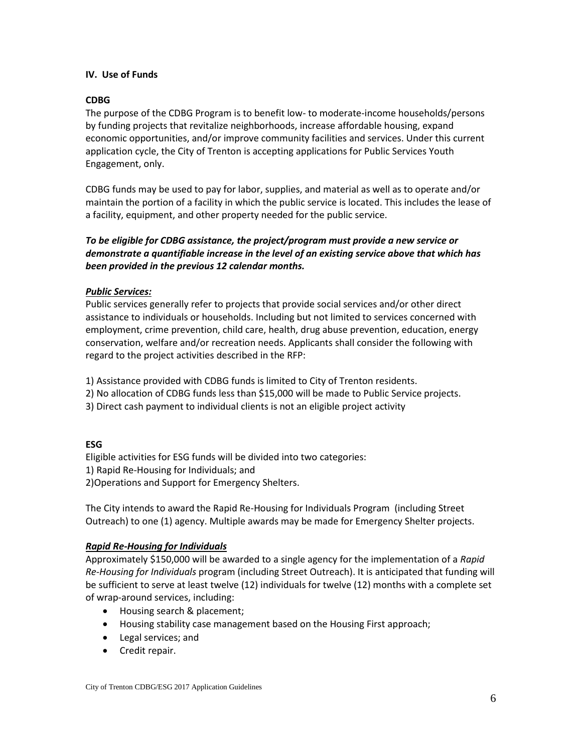## IV. Use of Funds

### CDBG

The purpose of the CDBG Program is to benefit low- to moderate-income households/persons by funding projects that revitalize neighborhoods, increase affordable housing, expand economic opportunities, and/or improve community facilities and services. Under this current application cycle, the City of Trenton is accepting applications for Public Services Youth Engagement, only.

CDBG funds may be used to pay for labor, supplies, and material as well as to operate and/or maintain the portion of a facility in which the public service is located. This includes the lease of a facility, equipment, and other property needed for the public service.

***To be eligible for CDBG assistance, the project/program must provide a new service or demonstrate a quantifiable increase in the level of an existing service above that which has been provided in the previous 12 calendar months.***

***Public Services:***

Public services generally refer to projects that provide social services and/or other direct assistance to individuals or households. Including but not limited to services concerned with employment, crime prevention, child care, health, drug abuse prevention, education, energy conservation, welfare and/or recreation needs. Applicants shall consider the following with regard to the project activities described in the RFP:

1) Assistance provided with CDBG funds is limited to City of Trenton residents.
2) No allocation of CDBG funds less than $15,000 will be made to Public Service projects.
3) Direct cash payment to individual clients is not an eligible project activity

### ESG

Eligible activities for ESG funds will be divided into two categories:
1) Rapid Re-Housing for Individuals; and
2)Operations and Support for Emergency Shelters.

The City intends to award the Rapid Re-Housing for Individuals Program (including Street Outreach) to one (1) agency. Multiple awards may be made for Emergency Shelter projects.

***Rapid Re-Housing for Individuals***

Approximately $150,000 will be awarded to a single agency for the implementation of a *Rapid Re-Housing for Individuals* program (including Street Outreach). It is anticipated that funding will be sufficient to serve at least twelve (12) individuals for twelve (12) months with a complete set of wrap-around services, including:

- Housing search & placement;
- Housing stability case management based on the Housing First approach;
- Legal services; and
- Credit repair.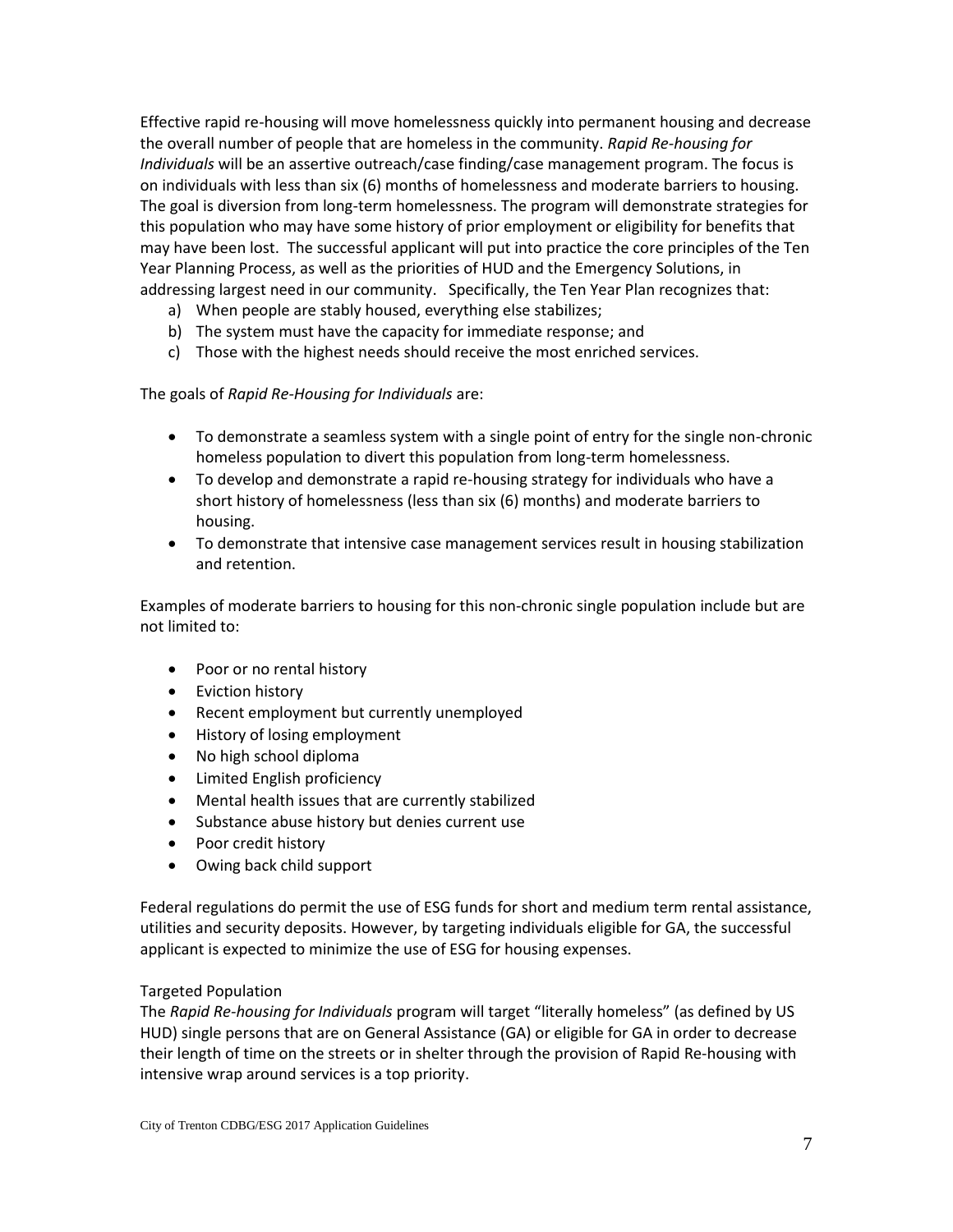Effective rapid re-housing will move homelessness quickly into permanent housing and decrease the overall number of people that are homeless in the community. *Rapid Re-housing for Individuals* will be an assertive outreach/case finding/case management program. The focus is on individuals with less than six (6) months of homelessness and moderate barriers to housing. The goal is diversion from long-term homelessness. The program will demonstrate strategies for this population who may have some history of prior employment or eligibility for benefits that may have been lost. The successful applicant will put into practice the core principles of the Ten Year Planning Process, as well as the priorities of HUD and the Emergency Solutions, in addressing largest need in our community. Specifically, the Ten Year Plan recognizes that:

a) When people are stably housed, everything else stabilizes;
b) The system must have the capacity for immediate response; and
c) Those with the highest needs should receive the most enriched services.

The goals of *Rapid Re-Housing for Individuals* are:

- To demonstrate a seamless system with a single point of entry for the single non-chronic homeless population to divert this population from long-term homelessness.
- To develop and demonstrate a rapid re-housing strategy for individuals who have a short history of homelessness (less than six (6) months) and moderate barriers to housing.
- To demonstrate that intensive case management services result in housing stabilization and retention.

Examples of moderate barriers to housing for this non-chronic single population include but are not limited to:

- Poor or no rental history
- Eviction history
- Recent employment but currently unemployed
- History of losing employment
- No high school diploma
- Limited English proficiency
- Mental health issues that are currently stabilized
- Substance abuse history but denies current use
- Poor credit history
- Owing back child support

Federal regulations do permit the use of ESG funds for short and medium term rental assistance, utilities and security deposits. However, by targeting individuals eligible for GA, the successful applicant is expected to minimize the use of ESG for housing expenses.

Targeted Population

The *Rapid Re-housing for Individuals* program will target "literally homeless" (as defined by US HUD) single persons that are on General Assistance (GA) or eligible for GA in order to decrease their length of time on the streets or in shelter through the provision of Rapid Re-housing with intensive wrap around services is a top priority.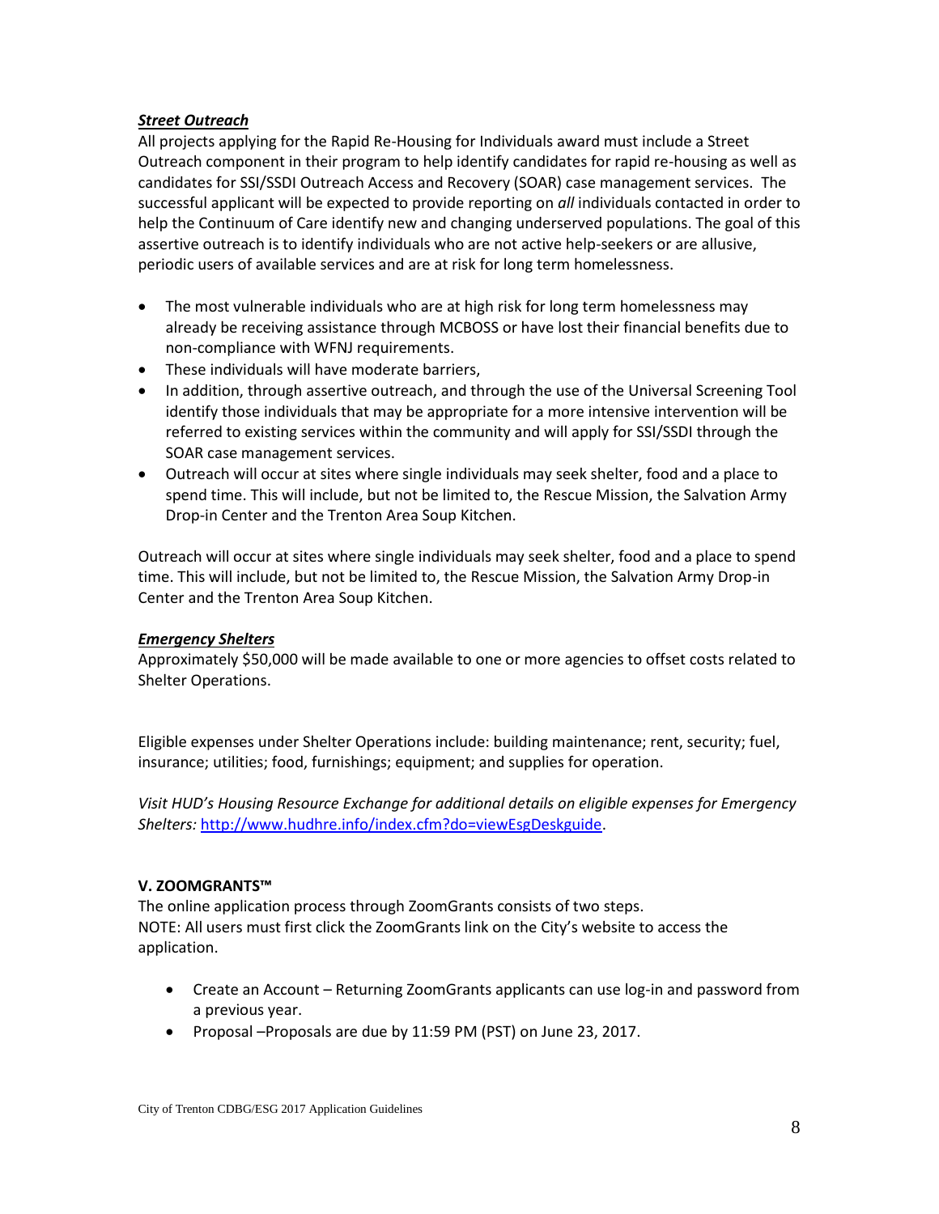***Street Outreach***

All projects applying for the Rapid Re-Housing for Individuals award must include a Street Outreach component in their program to help identify candidates for rapid re-housing as well as candidates for SSI/SSDI Outreach Access and Recovery (SOAR) case management services. The successful applicant will be expected to provide reporting on *all* individuals contacted in order to help the Continuum of Care identify new and changing underserved populations. The goal of this assertive outreach is to identify individuals who are not active help-seekers or are allusive, periodic users of available services and are at risk for long term homelessness.

- The most vulnerable individuals who are at high risk for long term homelessness may already be receiving assistance through MCBOSS or have lost their financial benefits due to non-compliance with WFNJ requirements.
- These individuals will have moderate barriers,
- In addition, through assertive outreach, and through the use of the Universal Screening Tool identify those individuals that may be appropriate for a more intensive intervention will be referred to existing services within the community and will apply for SSI/SSDI through the SOAR case management services.
- Outreach will occur at sites where single individuals may seek shelter, food and a place to spend time. This will include, but not be limited to, the Rescue Mission, the Salvation Army Drop-in Center and the Trenton Area Soup Kitchen.

Outreach will occur at sites where single individuals may seek shelter, food and a place to spend time. This will include, but not be limited to, the Rescue Mission, the Salvation Army Drop-in Center and the Trenton Area Soup Kitchen.

***Emergency Shelters***

Approximately $50,000 will be made available to one or more agencies to offset costs related to Shelter Operations.

Eligible expenses under Shelter Operations include: building maintenance; rent, security; fuel, insurance; utilities; food, furnishings; equipment; and supplies for operation.

*Visit HUD's Housing Resource Exchange for additional details on eligible expenses for Emergency Shelters:* http://www.hudhre.info/index.cfm?do=viewEsgDeskguide.

**V. ZOOMGRANTS™**

The online application process through ZoomGrants consists of two steps.
NOTE: All users must first click the ZoomGrants link on the City's website to access the application.

- Create an Account – Returning ZoomGrants applicants can use log-in and password from a previous year.
- Proposal –Proposals are due by 11:59 PM (PST) on June 23, 2017.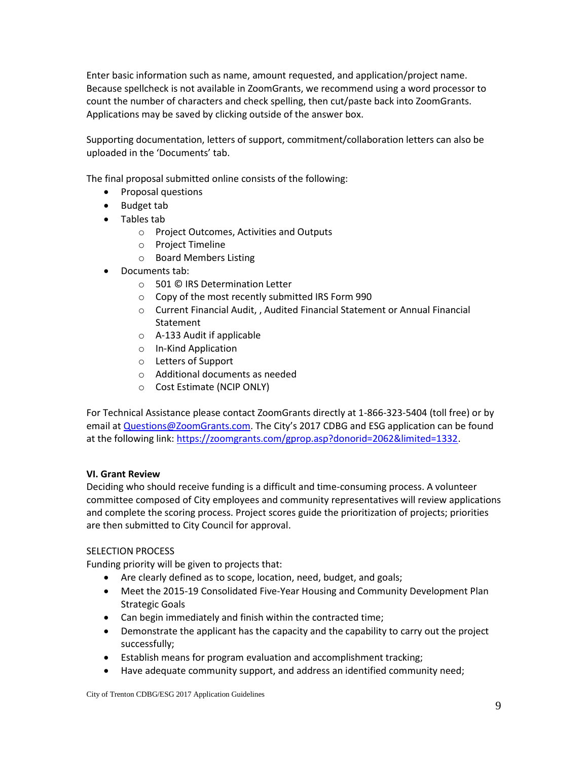Enter basic information such as name, amount requested, and application/project name. Because spellcheck is not available in ZoomGrants, we recommend using a word processor to count the number of characters and check spelling, then cut/paste back into ZoomGrants. Applications may be saved by clicking outside of the answer box.

Supporting documentation, letters of support, commitment/collaboration letters can also be uploaded in the 'Documents' tab.

The final proposal submitted online consists of the following:

- Proposal questions
- Budget tab
- Tables tab
  - Project Outcomes, Activities and Outputs
  - Project Timeline
  - Board Members Listing
- Documents tab:
  - 501 © IRS Determination Letter
  - Copy of the most recently submitted IRS Form 990
  - Current Financial Audit, , Audited Financial Statement or Annual Financial Statement
  - A-133 Audit if applicable
  - In-Kind Application
  - Letters of Support
  - Additional documents as needed
  - Cost Estimate (NCIP ONLY)

For Technical Assistance please contact ZoomGrants directly at 1-866-323-5404 (toll free) or by email at Questions@ZoomGrants.com. The City's 2017 CDBG and ESG application can be found at the following link: https://zoomgrants.com/gprop.asp?donorid=2062&limited=1332.

**VI. Grant Review**

Deciding who should receive funding is a difficult and time-consuming process. A volunteer committee composed of City employees and community representatives will review applications and complete the scoring process. Project scores guide the prioritization of projects; priorities are then submitted to City Council for approval.

SELECTION PROCESS

Funding priority will be given to projects that:

- Are clearly defined as to scope, location, need, budget, and goals;
- Meet the 2015-19 Consolidated Five-Year Housing and Community Development Plan Strategic Goals
- Can begin immediately and finish within the contracted time;
- Demonstrate the applicant has the capacity and the capability to carry out the project successfully;
- Establish means for program evaluation and accomplishment tracking;
- Have adequate community support, and address an identified community need;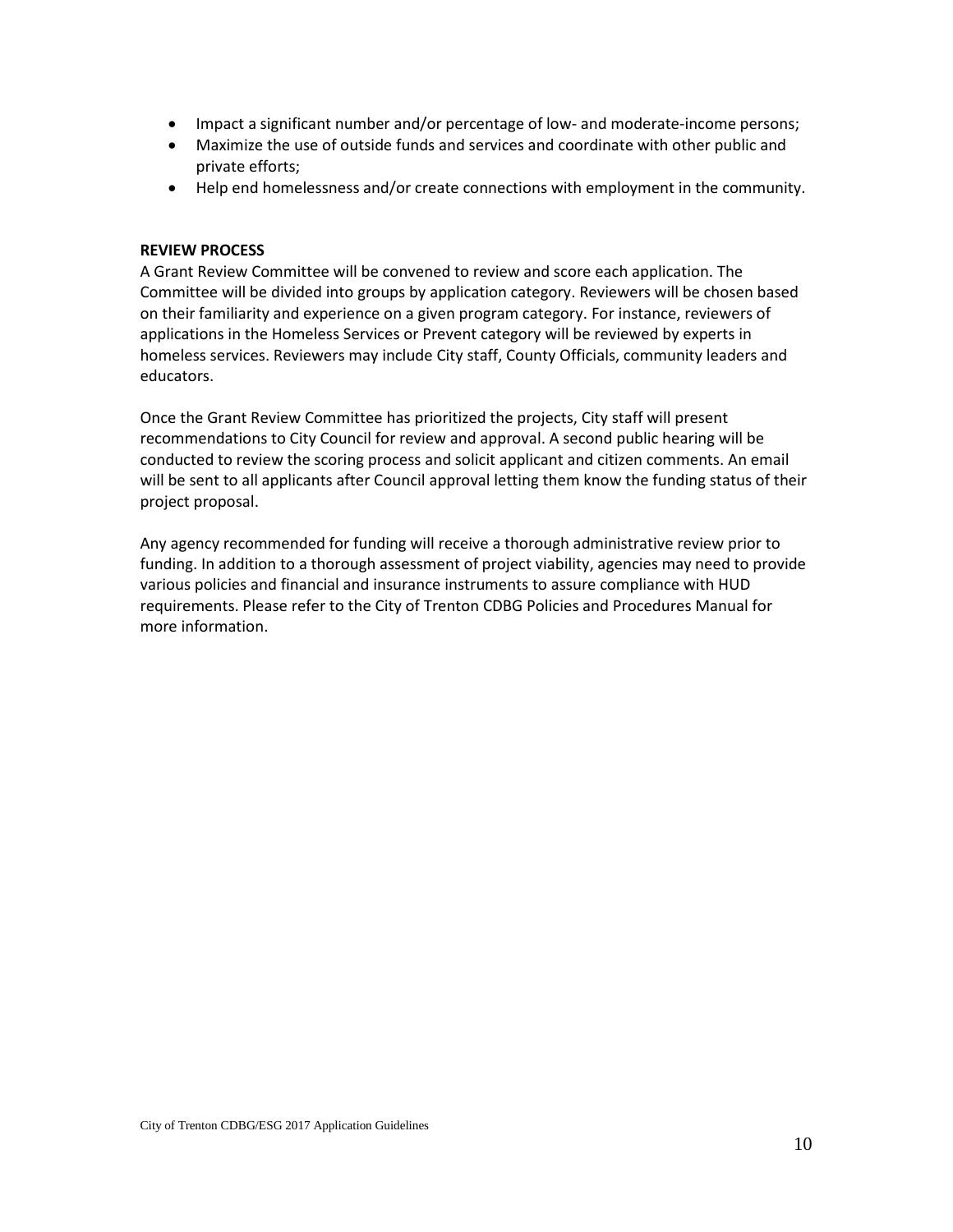- Impact a significant number and/or percentage of low- and moderate-income persons;
- Maximize the use of outside funds and services and coordinate with other public and private efforts;
- Help end homelessness and/or create connections with employment in the community.

**REVIEW PROCESS**

A Grant Review Committee will be convened to review and score each application. The Committee will be divided into groups by application category. Reviewers will be chosen based on their familiarity and experience on a given program category. For instance, reviewers of applications in the Homeless Services or Prevent category will be reviewed by experts in homeless services. Reviewers may include City staff, County Officials, community leaders and educators.

Once the Grant Review Committee has prioritized the projects, City staff will present recommendations to City Council for review and approval. A second public hearing will be conducted to review the scoring process and solicit applicant and citizen comments. An email will be sent to all applicants after Council approval letting them know the funding status of their project proposal.

Any agency recommended for funding will receive a thorough administrative review prior to funding. In addition to a thorough assessment of project viability, agencies may need to provide various policies and financial and insurance instruments to assure compliance with HUD requirements. Please refer to the City of Trenton CDBG Policies and Procedures Manual for more information.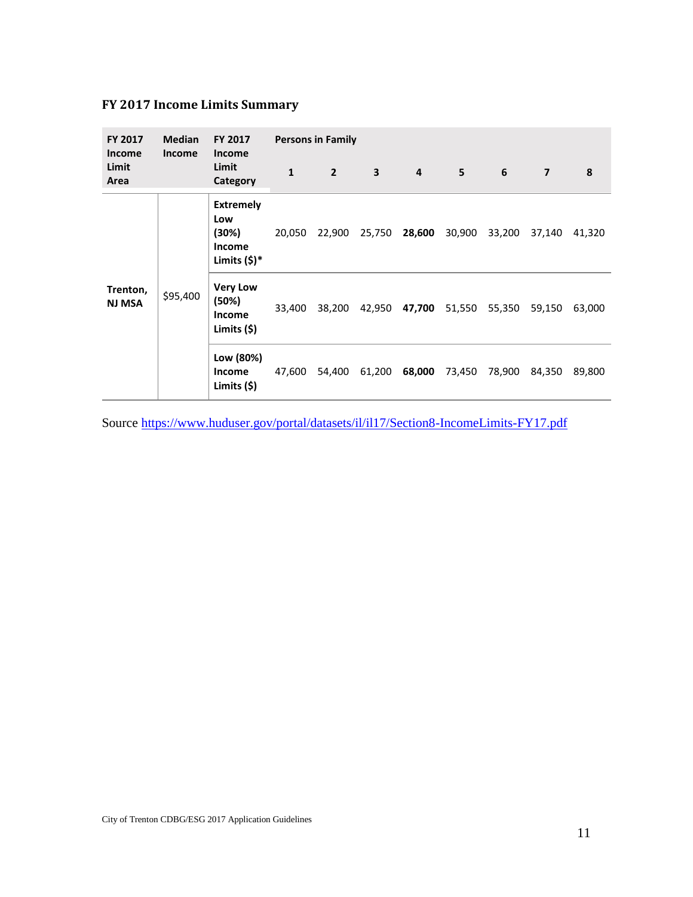### FY 2017 Income Limits Summary

| FY 2017 Income Limit Area | Median Income | FY 2017 Income Limit Category | Persons in Family | | | | | | | |
|---|---|---|---|---|---|---|---|---|---|---|
| | | | 1 | 2 | 3 | 4 | 5 | 6 | 7 | 8 |
| Trenton, NJ MSA | $95,400 | **Extremely Low (30%) Income Limits ($)*** | 20,050 | 22,900 | 25,750 | **28,600** | 30,900 | 33,200 | 37,140 | 41,320 |
| | | **Very Low (50%) Income Limits ($)** | 33,400 | 38,200 | 42,950 | **47,700** | 51,550 | 55,350 | 59,150 | 63,000 |
| | | **Low (80%) Income Limits ($)** | 47,600 | 54,400 | 61,200 | **68,000** | 73,450 | 78,900 | 84,350 | 89,800 |

Source https://www.huduser.gov/portal/datasets/il/il17/Section8-IncomeLimits-FY17.pdf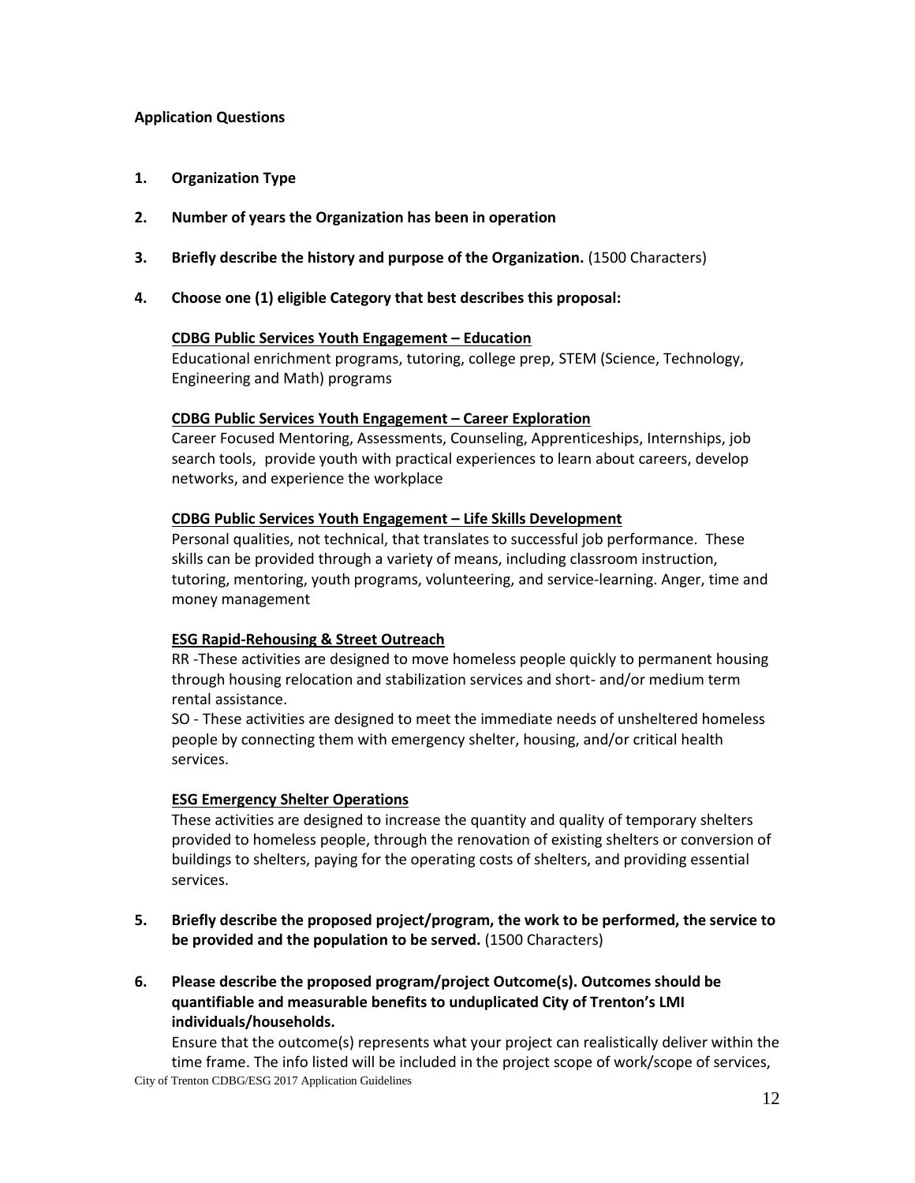**Application Questions**

1. **Organization Type**

2. **Number of years the Organization has been in operation**

3. **Briefly describe the history and purpose of the Organization.** (1500 Characters)

4. **Choose one (1) eligible Category that best describes this proposal:**

   **<u>CDBG Public Services Youth Engagement – Education</u>**
   Educational enrichment programs, tutoring, college prep, STEM (Science, Technology, Engineering and Math) programs

   **<u>CDBG Public Services Youth Engagement – Career Exploration</u>**
   Career Focused Mentoring, Assessments, Counseling, Apprenticeships, Internships, job search tools, provide youth with practical experiences to learn about careers, develop networks, and experience the workplace

   **<u>CDBG Public Services Youth Engagement – Life Skills Development</u>**
   Personal qualities, not technical, that translates to successful job performance. These skills can be provided through a variety of means, including classroom instruction, tutoring, mentoring, youth programs, volunteering, and service-learning. Anger, time and money management

   **<u>ESG Rapid-Rehousing & Street Outreach</u>**
   RR -These activities are designed to move homeless people quickly to permanent housing through housing relocation and stabilization services and short- and/or medium term rental assistance.
   SO - These activities are designed to meet the immediate needs of unsheltered homeless people by connecting them with emergency shelter, housing, and/or critical health services.

   **<u>ESG Emergency Shelter Operations</u>**
   These activities are designed to increase the quantity and quality of temporary shelters provided to homeless people, through the renovation of existing shelters or conversion of buildings to shelters, paying for the operating costs of shelters, and providing essential services.

5. **Briefly describe the proposed project/program, the work to be performed, the service to be provided and the population to be served.** (1500 Characters)

6. **Please describe the proposed program/project Outcome(s). Outcomes should be quantifiable and measurable benefits to unduplicated City of Trenton's LMI individuals/households.**
   Ensure that the outcome(s) represents what your project can realistically deliver within the time frame. The info listed will be included in the project scope of work/scope of services,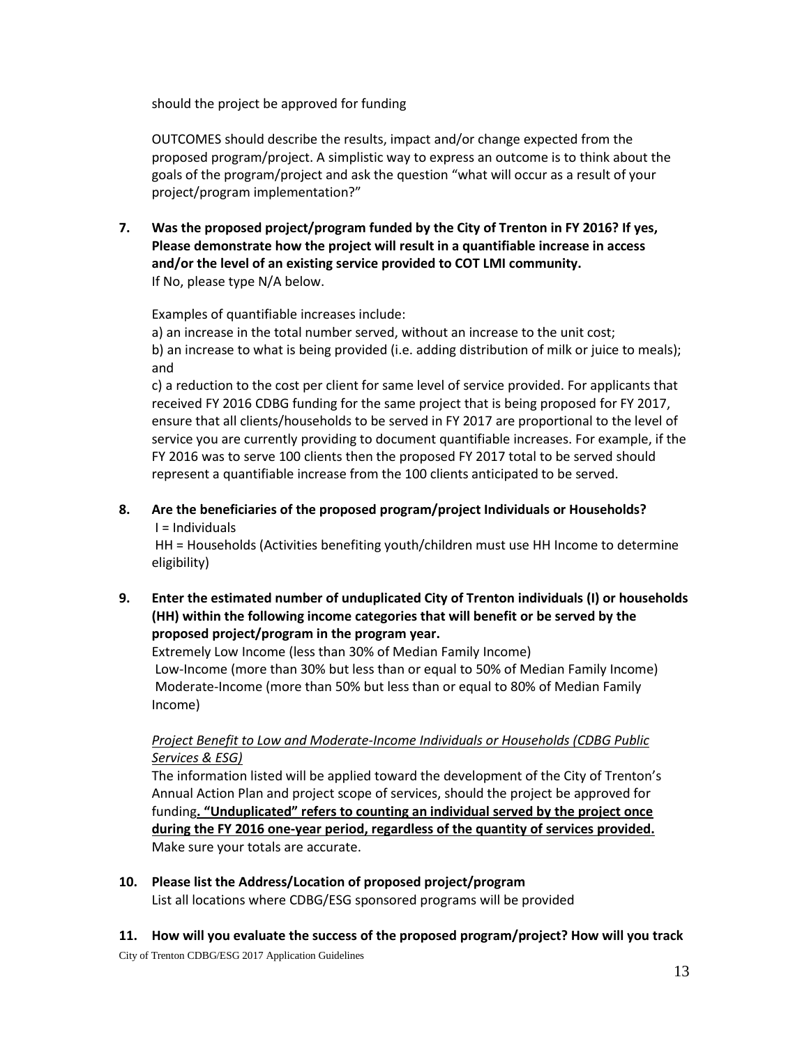should the project be approved for funding

OUTCOMES should describe the results, impact and/or change expected from the proposed program/project. A simplistic way to express an outcome is to think about the goals of the program/project and ask the question "what will occur as a result of your project/program implementation?"

**7. Was the proposed project/program funded by the City of Trenton in FY 2016? If yes, Please demonstrate how the project will result in a quantifiable increase in access and/or the level of an existing service provided to COT LMI community.**
If No, please type N/A below.

Examples of quantifiable increases include:
a) an increase in the total number served, without an increase to the unit cost;
b) an increase to what is being provided (i.e. adding distribution of milk or juice to meals); and
c) a reduction to the cost per client for same level of service provided. For applicants that received FY 2016 CDBG funding for the same project that is being proposed for FY 2017, ensure that all clients/households to be served in FY 2017 are proportional to the level of service you are currently providing to document quantifiable increases. For example, if the FY 2016 was to serve 100 clients then the proposed FY 2017 total to be served should represent a quantifiable increase from the 100 clients anticipated to be served.

**8. Are the beneficiaries of the proposed program/project Individuals or Households?**
I = Individuals
HH = Households (Activities benefiting youth/children must use HH Income to determine eligibility)

**9. Enter the estimated number of unduplicated City of Trenton individuals (I) or households (HH) within the following income categories that will benefit or be served by the proposed project/program in the program year.**
Extremely Low Income (less than 30% of Median Family Income)
Low-Income (more than 30% but less than or equal to 50% of Median Family Income)
Moderate-Income (more than 50% but less than or equal to 80% of Median Family Income)

*Project Benefit to Low and Moderate-Income Individuals or Households (CDBG Public Services & ESG)*
The information listed will be applied toward the development of the City of Trenton's Annual Action Plan and project scope of services, should the project be approved for funding**. "Unduplicated" refers to counting an individual served by the project once during the FY 2016 one-year period, regardless of the quantity of services provided.** Make sure your totals are accurate.

**10. Please list the Address/Location of proposed project/program**
List all locations where CDBG/ESG sponsored programs will be provided

**11. How will you evaluate the success of the proposed program/project? How will you track**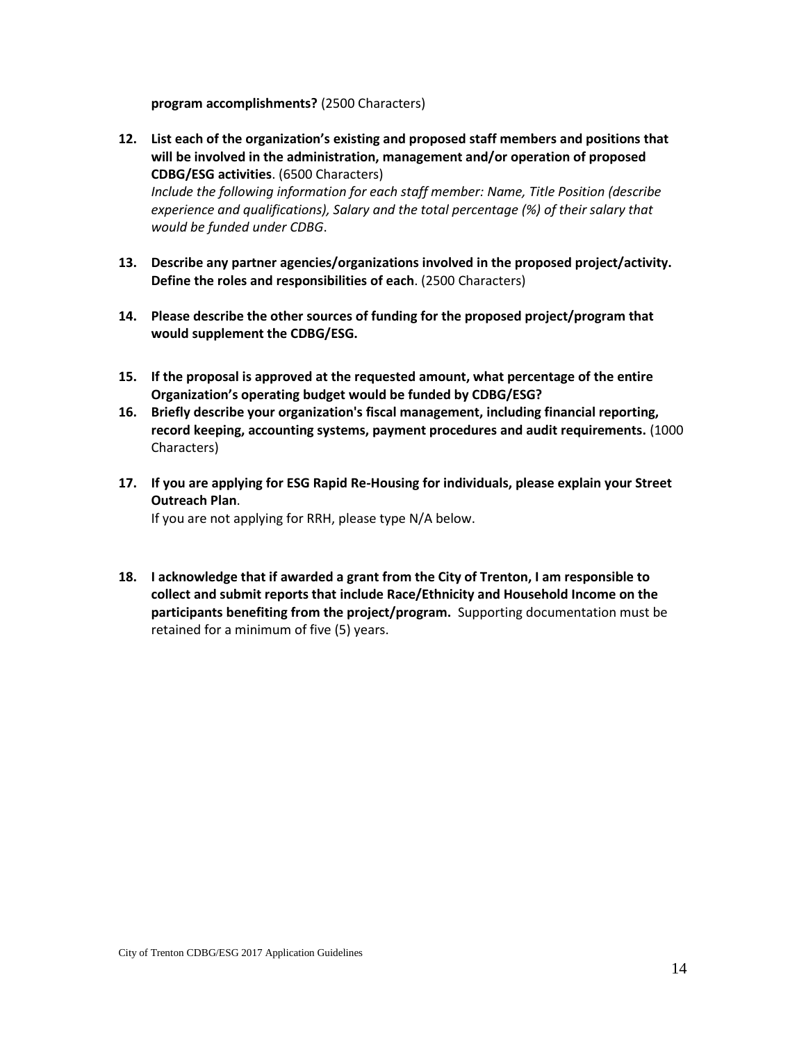**program accomplishments?** (2500 Characters)

12. **List each of the organization's existing and proposed staff members and positions that will be involved in the administration, management and/or operation of proposed CDBG/ESG activities**. (6500 Characters)
    *Include the following information for each staff member: Name, Title Position (describe experience and qualifications), Salary and the total percentage (%) of their salary that would be funded under CDBG*.

13. **Describe any partner agencies/organizations involved in the proposed project/activity. Define the roles and responsibilities of each**. (2500 Characters)

14. **Please describe the other sources of funding for the proposed project/program that would supplement the CDBG/ESG.**

15. **If the proposal is approved at the requested amount, what percentage of the entire Organization's operating budget would be funded by CDBG/ESG?**

16. **Briefly describe your organization's fiscal management, including financial reporting, record keeping, accounting systems, payment procedures and audit requirements.** (1000 Characters)

17. **If you are applying for ESG Rapid Re-Housing for individuals, please explain your Street Outreach Plan**.
    If you are not applying for RRH, please type N/A below.

18. **I acknowledge that if awarded a grant from the City of Trenton, I am responsible to collect and submit reports that include Race/Ethnicity and Household Income on the participants benefiting from the project/program.** Supporting documentation must be retained for a minimum of five (5) years.